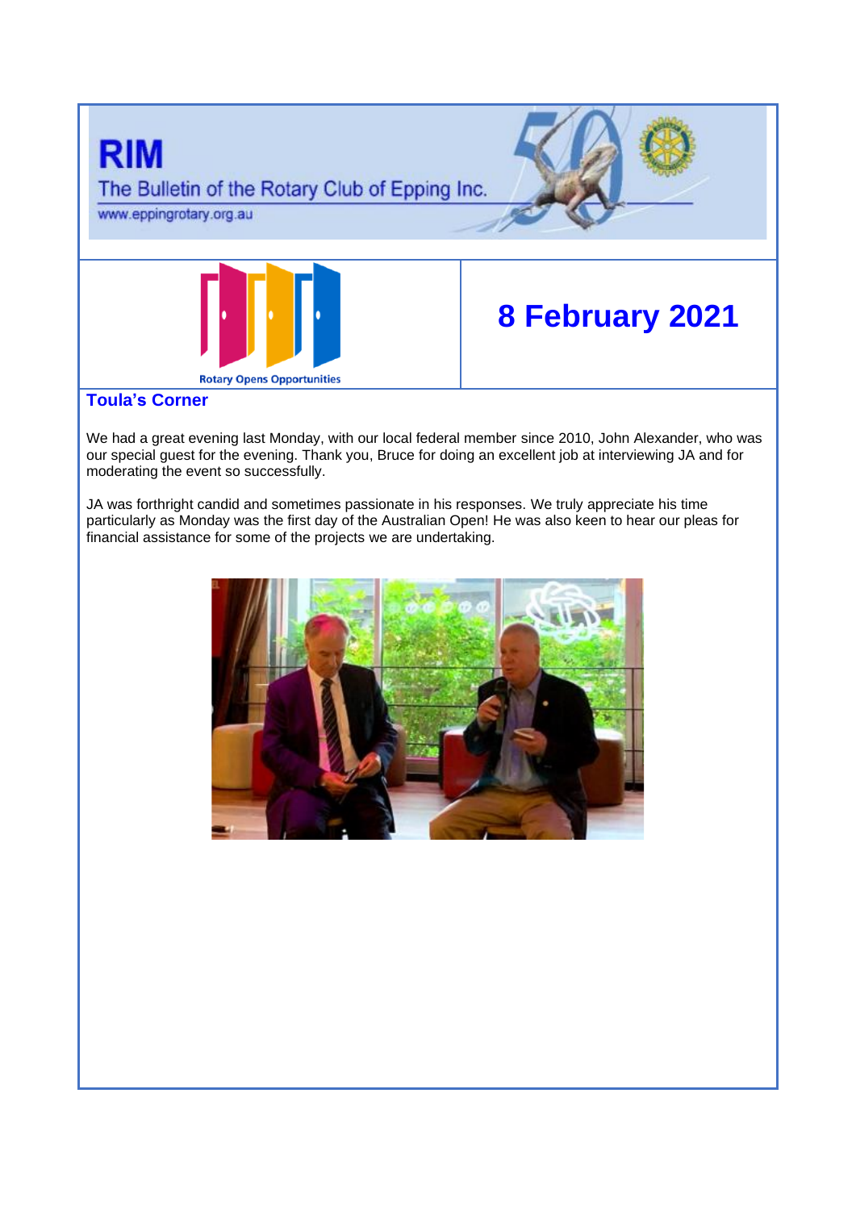# RIM

The Bulletin of the Rotary Club of Epping Inc.

www.eppingrotary.org.au

Rotary Opens Opportunities

## 8 February 2021

### Toula's Corner

We had a great evening last Monday, with our local federal member since 2010, John Alexander, who was our special guest for the evening. Thank you, Bruce for doing an excellent job at interviewing JA and for moderating the event so successfully.

JA was forthright candid and sometimes passionate in his responses. We truly appreciate his time particularly as Monday was the first day of the Australian Open! He was also keen to hear our pleas for financial assistance for some of the projects we are undertaking.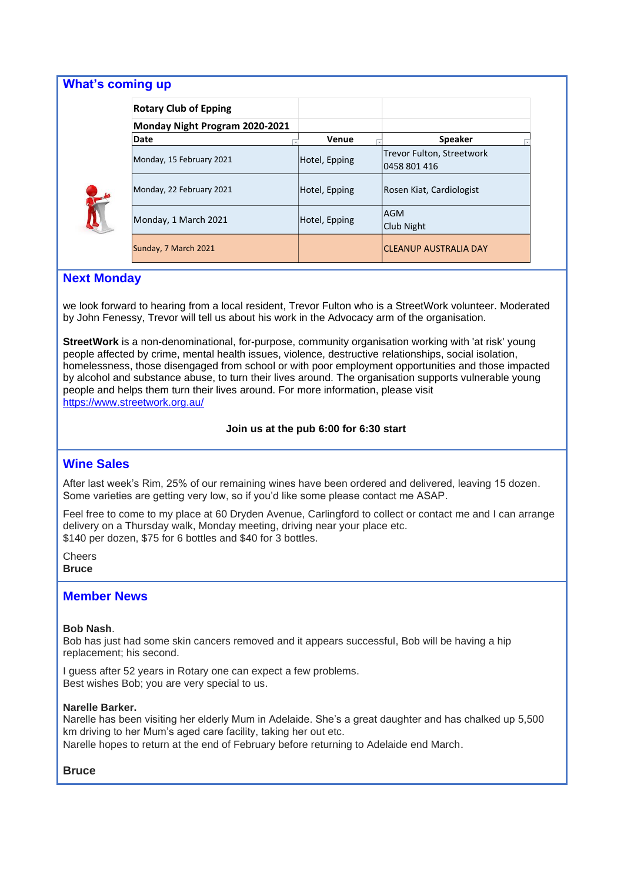## What's coming up

| Rotary Club of Epping | | |
|---|---|---|
| **Monday Night Program 2020-2021** | | |
| **Date** | **Venue** | **Speaker** |
| Monday, 15 February 2021 | Hotel, Epping | Trevor Fulton, Streetwork 0458 801 416 |
| Monday, 22 February 2021 | Hotel, Epping | Rosen Kiat, Cardiologist |
| Monday, 1 March 2021 | Hotel, Epping | AGM Club Night |
| Sunday, 7 March 2021 | | CLEANUP AUSTRALIA DAY |

## Next Monday

we look forward to hearing from a local resident, Trevor Fulton who is a StreetWork volunteer. Moderated by John Fenessy, Trevor will tell us about his work in the Advocacy arm of the organisation.

**StreetWork** is a non-denominational, for-purpose, community organisation working with 'at risk' young people affected by crime, mental health issues, violence, destructive relationships, social isolation, homelessness, those disengaged from school or with poor employment opportunities and those impacted by alcohol and substance abuse, to turn their lives around. The organisation supports vulnerable young people and helps them turn their lives around. For more information, please visit https://www.streetwork.org.au/

**Join us at the pub 6:00 for 6:30 start**

## Wine Sales

After last week's Rim, 25% of our remaining wines have been ordered and delivered, leaving 15 dozen. Some varieties are getting very low, so if you'd like some please contact me ASAP.

Feel free to come to my place at 60 Dryden Avenue, Carlingford to collect or contact me and I can arrange delivery on a Thursday walk, Monday meeting, driving near your place etc.
$140 per dozen, $75 for 6 bottles and $40 for 3 bottles.

Cheers
**Bruce**

## Member News

**Bob Nash**.
Bob has just had some skin cancers removed and it appears successful, Bob will be having a hip replacement; his second.

I guess after 52 years in Rotary one can expect a few problems.
Best wishes Bob; you are very special to us.

**Narelle Barker.**
Narelle has been visiting her elderly Mum in Adelaide. She's a great daughter and has chalked up 5,500 km driving to her Mum's aged care facility, taking her out etc.
Narelle hopes to return at the end of February before returning to Adelaide end March.

**Bruce**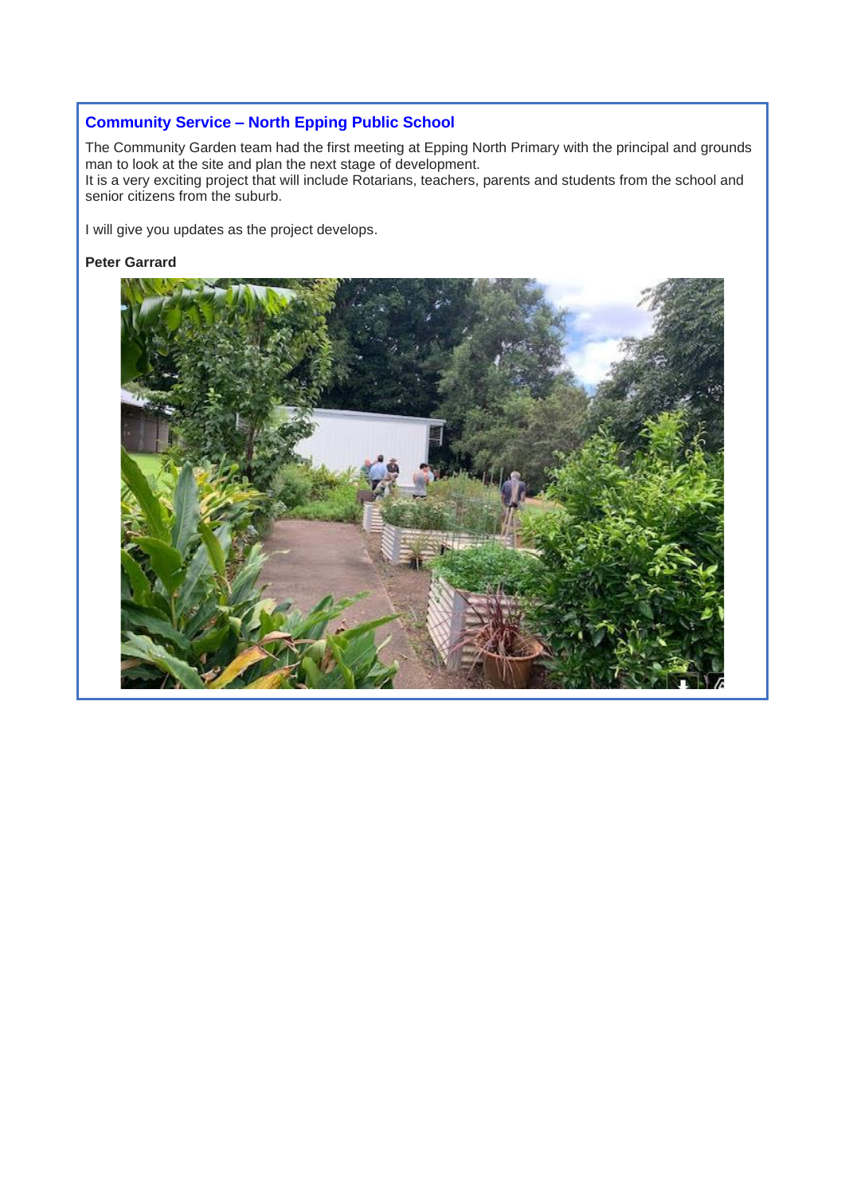## Community Service – North Epping Public School

The Community Garden team had the first meeting at Epping North Primary with the principal and grounds man to look at the site and plan the next stage of development.
It is a very exciting project that will include Rotarians, teachers, parents and students from the school and senior citizens from the suburb.

I will give you updates as the project develops.

**Peter Garrard**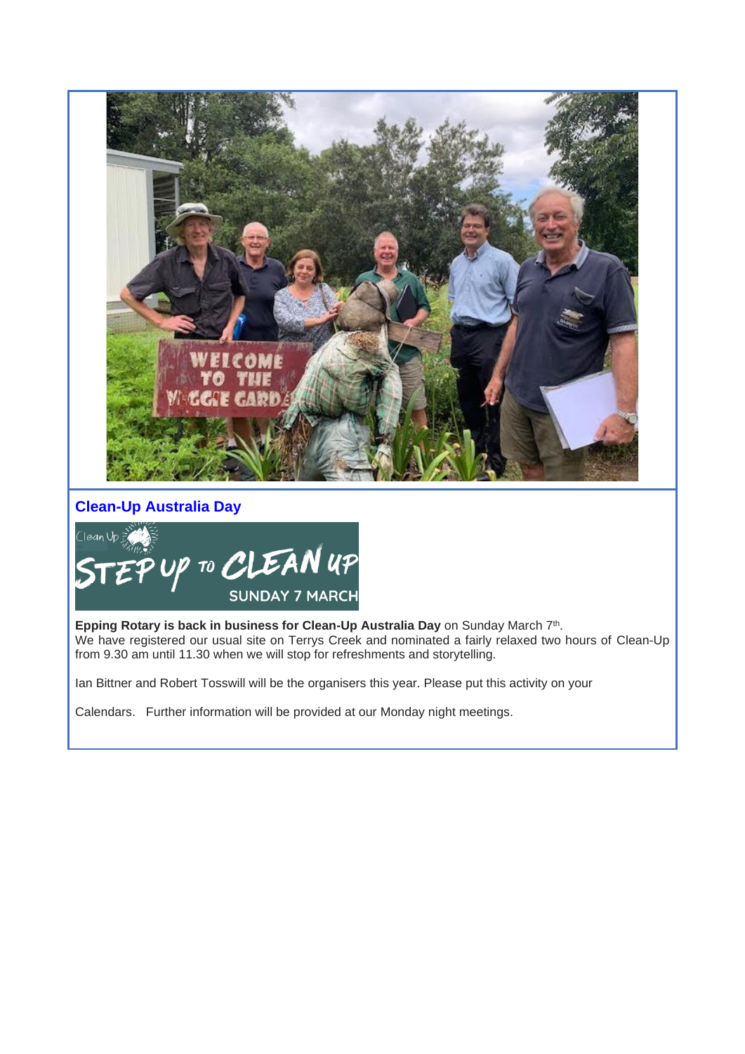## Clean-Up Australia Day

**Epping Rotary is back in business for Clean-Up Australia Day** on Sunday March 7th.
We have registered our usual site on Terrys Creek and nominated a fairly relaxed two hours of Clean-Up from 9.30 am until 11.30 when we will stop for refreshments and storytelling.

Ian Bittner and Robert Tosswill will be the organisers this year. Please put this activity on your

Calendars. Further information will be provided at our Monday night meetings.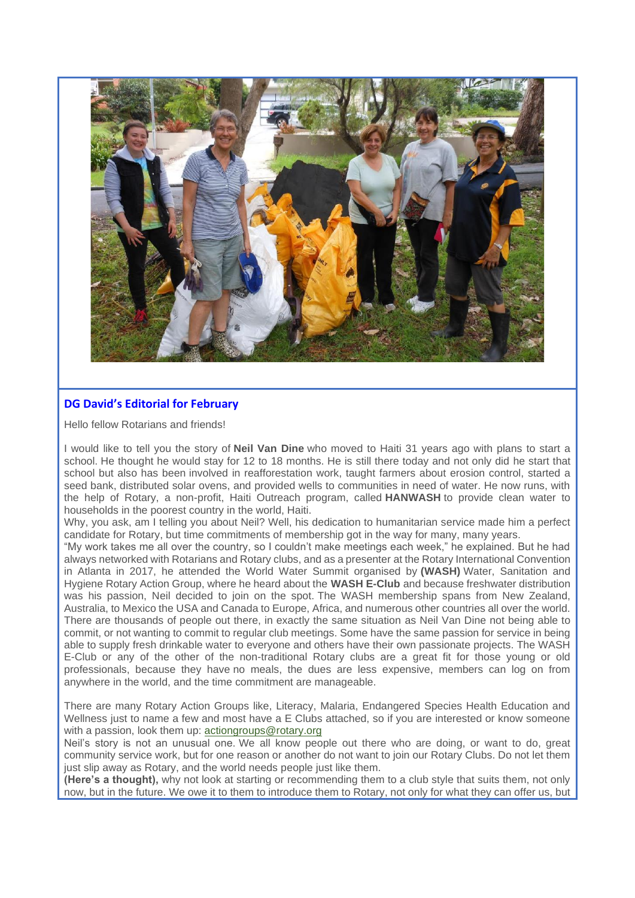## DG David's Editorial for February

Hello fellow Rotarians and friends!

I would like to tell you the story of **Neil Van Dine** who moved to Haiti 31 years ago with plans to start a school. He thought he would stay for 12 to 18 months. He is still there today and not only did he start that school but also has been involved in reafforestation work, taught farmers about erosion control, started a seed bank, distributed solar ovens, and provided wells to communities in need of water. He now runs, with the help of Rotary, a non-profit, Haiti Outreach program, called **HANWASH** to provide clean water to households in the poorest country in the world, Haiti.

Why, you ask, am I telling you about Neil? Well, his dedication to humanitarian service made him a perfect candidate for Rotary, but time commitments of membership got in the way for many, many years.

"My work takes me all over the country, so I couldn't make meetings each week," he explained. But he had always networked with Rotarians and Rotary clubs, and as a presenter at the Rotary International Convention in Atlanta in 2017, he attended the World Water Summit organised by **(WASH)** Water, Sanitation and Hygiene Rotary Action Group, where he heard about the **WASH E-Club** and because freshwater distribution was his passion, Neil decided to join on the spot. The WASH membership spans from New Zealand, Australia, to Mexico the USA and Canada to Europe, Africa, and numerous other countries all over the world.

There are thousands of people out there, in exactly the same situation as Neil Van Dine not being able to commit, or not wanting to commit to regular club meetings. Some have the same passion for service in being able to supply fresh drinkable water to everyone and others have their own passionate projects. The WASH E-Club or any of the other of the non-traditional Rotary clubs are a great fit for those young or old professionals, because they have no meals, the dues are less expensive, members can log on from anywhere in the world, and the time commitment are manageable.

There are many Rotary Action Groups like, Literacy, Malaria, Endangered Species Health Education and Wellness just to name a few and most have a E Clubs attached, so if you are interested or know someone with a passion, look them up: actiongroups@rotary.org

Neil's story is not an unusual one. We all know people out there who are doing, or want to do, great community service work, but for one reason or another do not want to join our Rotary Clubs. Do not let them just slip away as Rotary, and the world needs people just like them.

**(Here's a thought),** why not look at starting or recommending them to a club style that suits them, not only now, but in the future. We owe it to them to introduce them to Rotary, not only for what they can offer us, but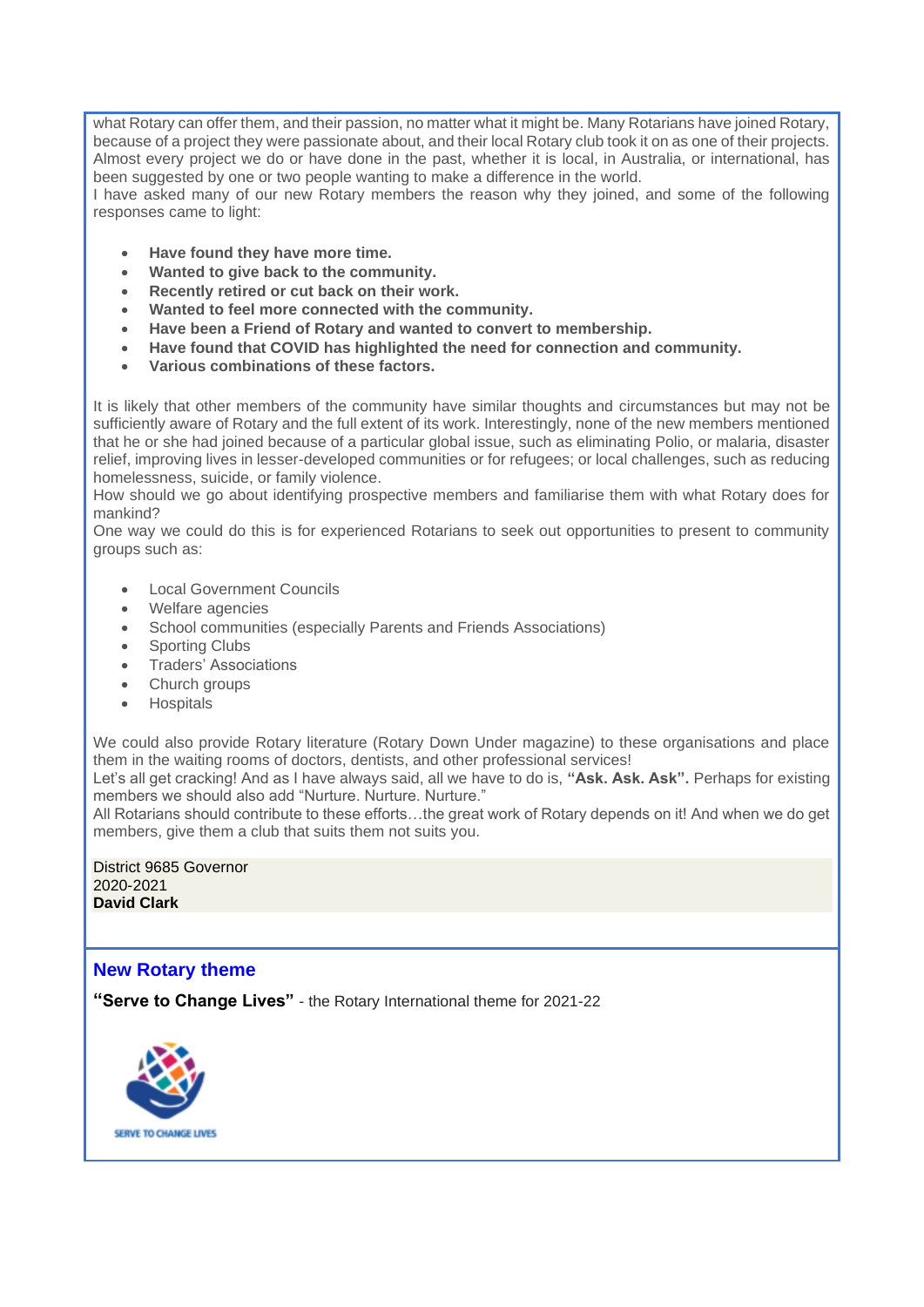what Rotary can offer them, and their passion, no matter what it might be. Many Rotarians have joined Rotary, because of a project they were passionate about, and their local Rotary club took it on as one of their projects. Almost every project we do or have done in the past, whether it is local, in Australia, or international, has been suggested by one or two people wanting to make a difference in the world.
I have asked many of our new Rotary members the reason why they joined, and some of the following responses came to light:

- **Have found they have more time.**
- **Wanted to give back to the community.**
- **Recently retired or cut back on their work.**
- **Wanted to feel more connected with the community.**
- **Have been a Friend of Rotary and wanted to convert to membership.**
- **Have found that COVID has highlighted the need for connection and community.**
- **Various combinations of these factors.**

It is likely that other members of the community have similar thoughts and circumstances but may not be sufficiently aware of Rotary and the full extent of its work. Interestingly, none of the new members mentioned that he or she had joined because of a particular global issue, such as eliminating Polio, or malaria, disaster relief, improving lives in lesser-developed communities or for refugees; or local challenges, such as reducing homelessness, suicide, or family violence.
How should we go about identifying prospective members and familiarise them with what Rotary does for mankind?
One way we could do this is for experienced Rotarians to seek out opportunities to present to community groups such as:

- Local Government Councils
- Welfare agencies
- School communities (especially Parents and Friends Associations)
- Sporting Clubs
- Traders' Associations
- Church groups
- Hospitals

We could also provide Rotary literature (Rotary Down Under magazine) to these organisations and place them in the waiting rooms of doctors, dentists, and other professional services!
Let's all get cracking! And as I have always said, all we have to do is, **"Ask. Ask. Ask".** Perhaps for existing members we should also add "Nurture. Nurture. Nurture."
All Rotarians should contribute to these efforts…the great work of Rotary depends on it! And when we do get members, give them a club that suits them not suits you.

District 9685 Governor
2020-2021
**David Clark**

## New Rotary theme

**"Serve to Change Lives"** - the Rotary International theme for 2021-22

SERVE TO CHANGE LIVES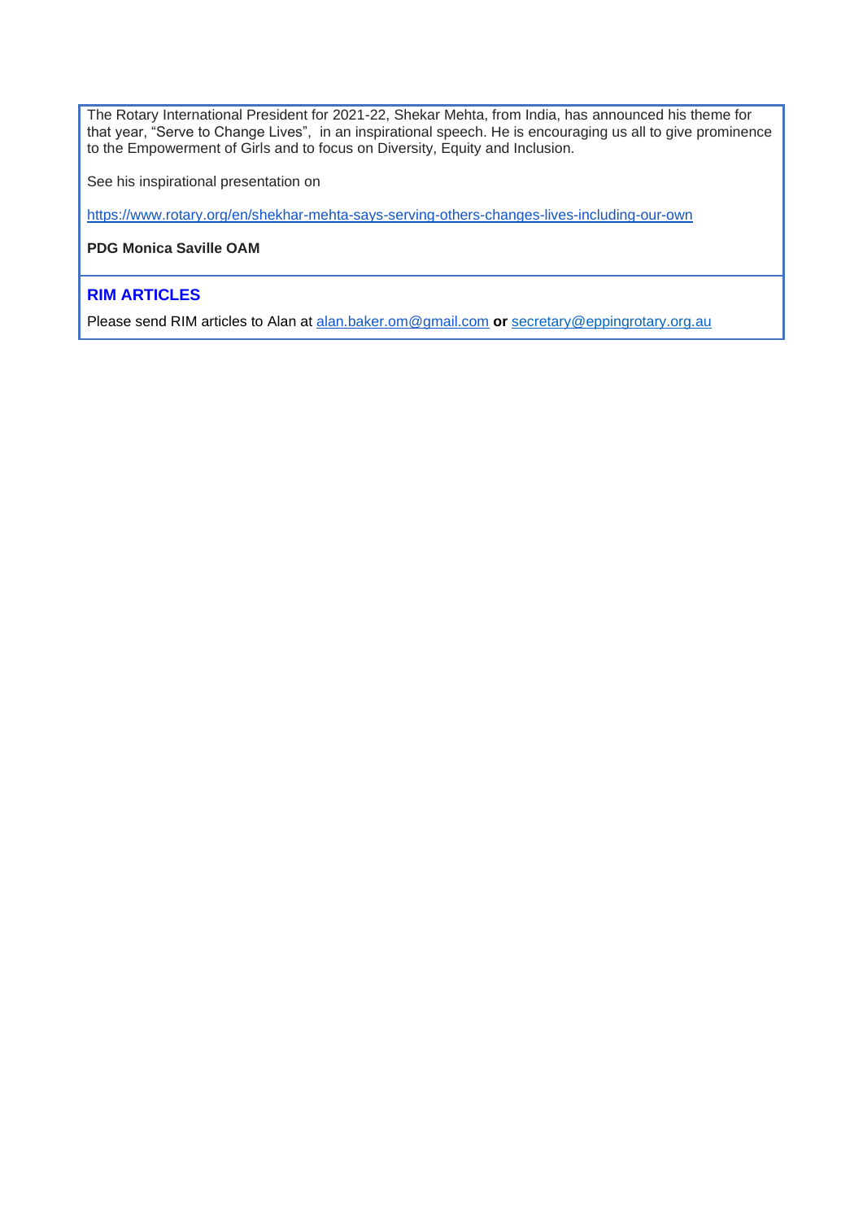The Rotary International President for 2021-22, Shekar Mehta, from India, has announced his theme for that year, "Serve to Change Lives", in an inspirational speech. He is encouraging us all to give prominence to the Empowerment of Girls and to focus on Diversity, Equity and Inclusion.

See his inspirational presentation on

https://www.rotary.org/en/shekhar-mehta-says-serving-others-changes-lives-including-our-own

**PDG Monica Saville OAM**

## RIM ARTICLES

Please send RIM articles to Alan at alan.baker.om@gmail.com **or** secretary@eppingrotary.org.au